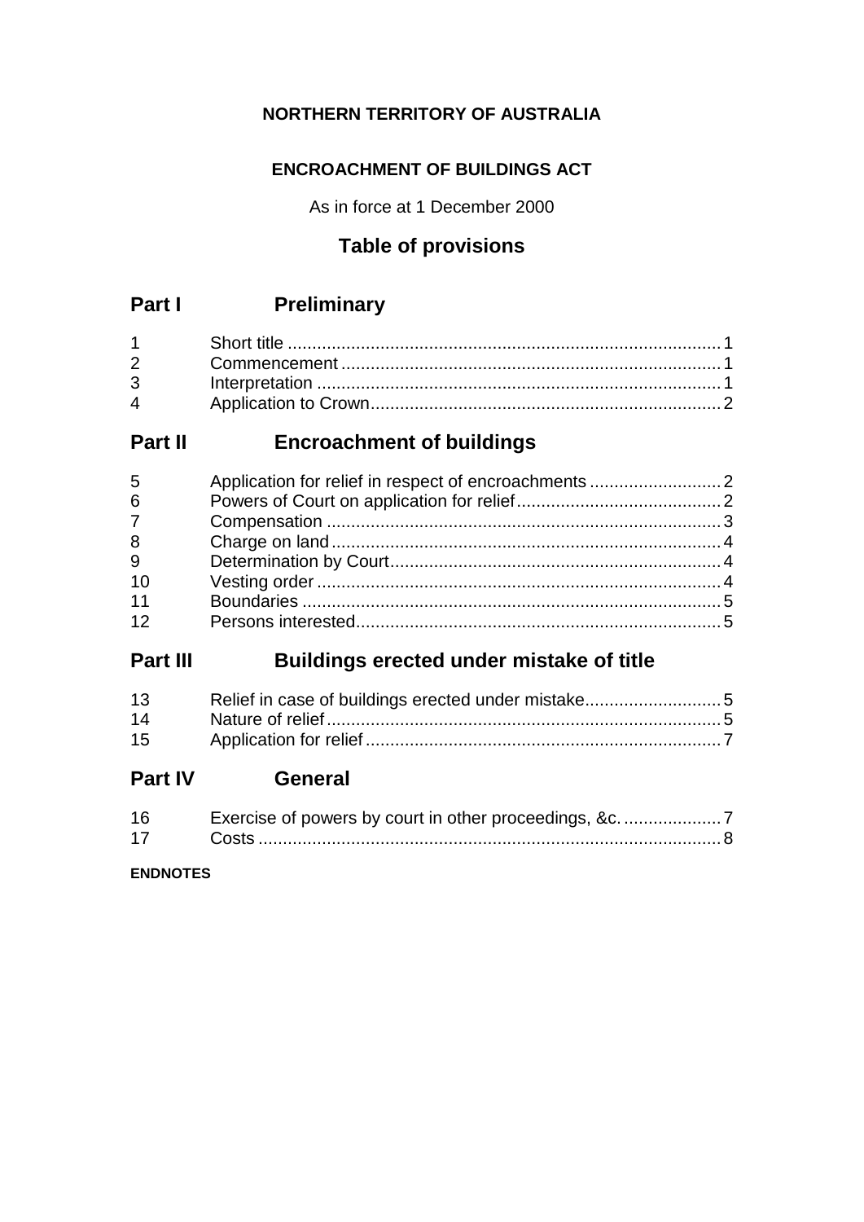**NORTHERN TERRITORY OF AUSTRALIA**

**ENCROACHMENT OF BUILDINGS ACT**

As in force at 1 December 2000

## Table of provisions

## Part I Preliminary

| | | |
|---|---|---|
| 1 | Short title | 1 |
| 2 | Commencement | 1 |
| 3 | Interpretation | 1 |
| 4 | Application to Crown | 2 |

## Part II Encroachment of buildings

| | | |
|---|---|---|
| 5 | Application for relief in respect of encroachments | 2 |
| 6 | Powers of Court on application for relief | 2 |
| 7 | Compensation | 3 |
| 8 | Charge on land | 4 |
| 9 | Determination by Court | 4 |
| 10 | Vesting order | 4 |
| 11 | Boundaries | 5 |
| 12 | Persons interested | 5 |

## Part III Buildings erected under mistake of title

| | | |
|---|---|---|
| 13 | Relief in case of buildings erected under mistake | 5 |
| 14 | Nature of relief | 5 |
| 15 | Application for relief | 7 |

## Part IV General

| | | |
|---|---|---|
| 16 | Exercise of powers by court in other proceedings, &c. | 7 |
| 17 | Costs | 8 |

**ENDNOTES**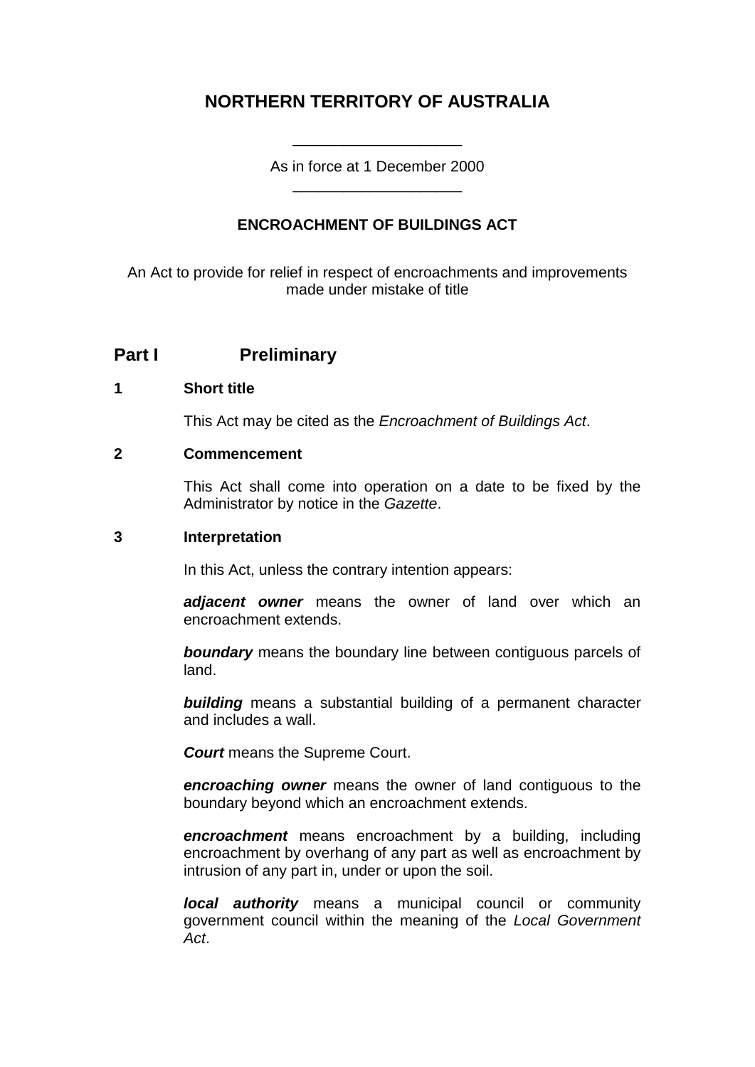# NORTHERN TERRITORY OF AUSTRALIA

\_\_\_\_\_\_\_\_\_\_\_\_\_\_\_\_\_\_\_\_

As in force at 1 December 2000

\_\_\_\_\_\_\_\_\_\_\_\_\_\_\_\_\_\_\_\_

### ENCROACHMENT OF BUILDINGS ACT

An Act to provide for relief in respect of encroachments and improvements made under mistake of title

## Part I Preliminary

### 1 Short title

This Act may be cited as the *Encroachment of Buildings Act*.

### 2 Commencement

This Act shall come into operation on a date to be fixed by the Administrator by notice in the *Gazette*.

### 3 Interpretation

In this Act, unless the contrary intention appears:

***adjacent owner*** means the owner of land over which an encroachment extends.

***boundary*** means the boundary line between contiguous parcels of land.

***building*** means a substantial building of a permanent character and includes a wall.

***Court*** means the Supreme Court.

***encroaching owner*** means the owner of land contiguous to the boundary beyond which an encroachment extends.

***encroachment*** means encroachment by a building, including encroachment by overhang of any part as well as encroachment by intrusion of any part in, under or upon the soil.

***local authority*** means a municipal council or community government council within the meaning of the *Local Government Act*.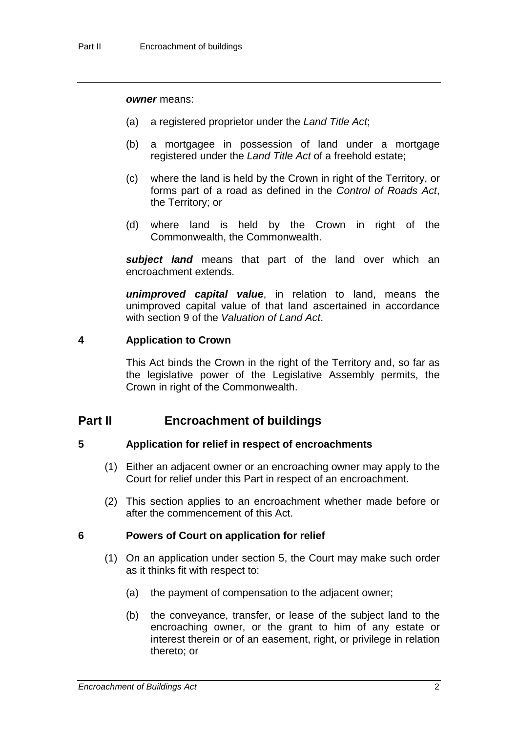***owner*** means:

(a) a registered proprietor under the *Land Title Act*;

(b) a mortgagee in possession of land under a mortgage registered under the *Land Title Act* of a freehold estate;

(c) where the land is held by the Crown in right of the Territory, or forms part of a road as defined in the *Control of Roads Act*, the Territory; or

(d) where land is held by the Crown in right of the Commonwealth, the Commonwealth.

***subject land*** means that part of the land over which an encroachment extends.

***unimproved capital value***, in relation to land, means the unimproved capital value of that land ascertained in accordance with section 9 of the *Valuation of Land Act*.

### 4 Application to Crown

This Act binds the Crown in the right of the Territory and, so far as the legislative power of the Legislative Assembly permits, the Crown in right of the Commonwealth.

## Part II Encroachment of buildings

### 5 Application for relief in respect of encroachments

(1) Either an adjacent owner or an encroaching owner may apply to the Court for relief under this Part in respect of an encroachment.

(2) This section applies to an encroachment whether made before or after the commencement of this Act.

### 6 Powers of Court on application for relief

(1) On an application under section 5, the Court may make such order as it thinks fit with respect to:

(a) the payment of compensation to the adjacent owner;

(b) the conveyance, transfer, or lease of the subject land to the encroaching owner, or the grant to him of any estate or interest therein or of an easement, right, or privilege in relation thereto; or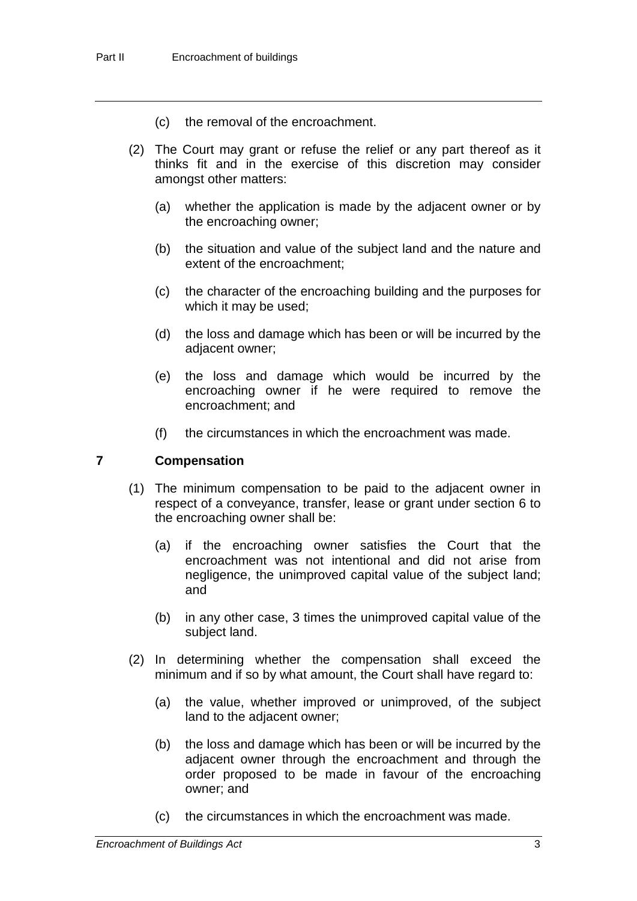(c) the removal of the encroachment.

(2) The Court may grant or refuse the relief or any part thereof as it thinks fit and in the exercise of this discretion may consider amongst other matters:

(a) whether the application is made by the adjacent owner or by the encroaching owner;

(b) the situation and value of the subject land and the nature and extent of the encroachment;

(c) the character of the encroaching building and the purposes for which it may be used;

(d) the loss and damage which has been or will be incurred by the adjacent owner;

(e) the loss and damage which would be incurred by the encroaching owner if he were required to remove the encroachment; and

(f) the circumstances in which the encroachment was made.

## 7 Compensation

(1) The minimum compensation to be paid to the adjacent owner in respect of a conveyance, transfer, lease or grant under section 6 to the encroaching owner shall be:

(a) if the encroaching owner satisfies the Court that the encroachment was not intentional and did not arise from negligence, the unimproved capital value of the subject land; and

(b) in any other case, 3 times the unimproved capital value of the subject land.

(2) In determining whether the compensation shall exceed the minimum and if so by what amount, the Court shall have regard to:

(a) the value, whether improved or unimproved, of the subject land to the adjacent owner;

(b) the loss and damage which has been or will be incurred by the adjacent owner through the encroachment and through the order proposed to be made in favour of the encroaching owner; and

(c) the circumstances in which the encroachment was made.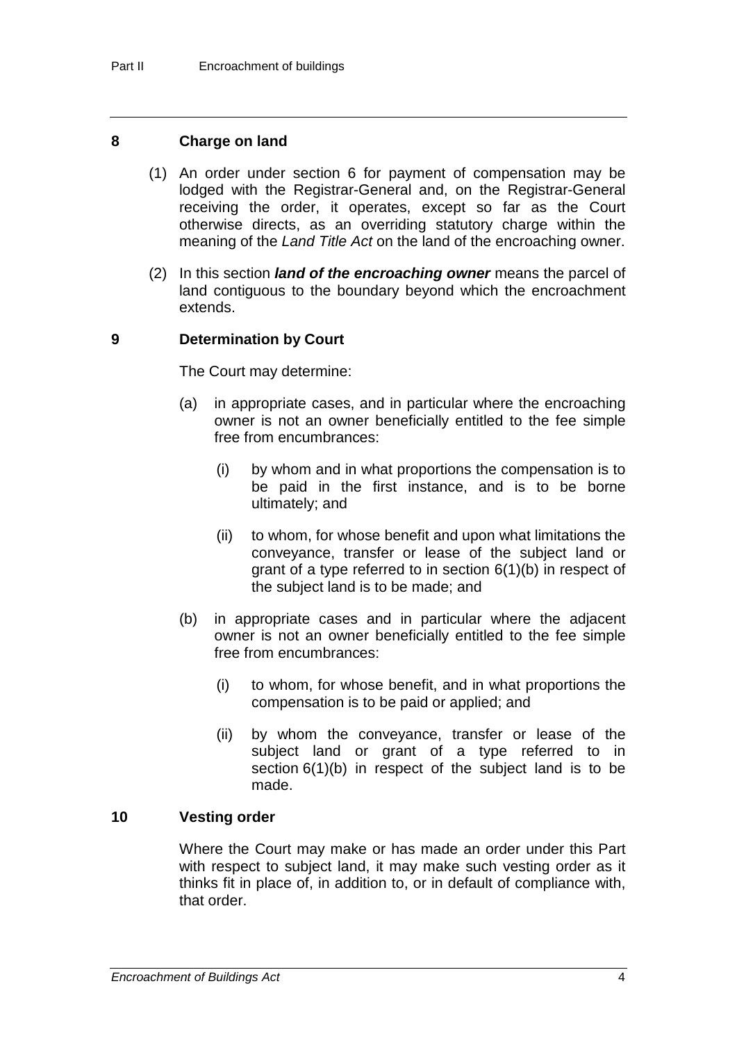## 8 Charge on land

(1) An order under section 6 for payment of compensation may be lodged with the Registrar-General and, on the Registrar-General receiving the order, it operates, except so far as the Court otherwise directs, as an overriding statutory charge within the meaning of the *Land Title Act* on the land of the encroaching owner.

(2) In this section ***land of the encroaching owner*** means the parcel of land contiguous to the boundary beyond which the encroachment extends.

## 9 Determination by Court

The Court may determine:

(a) in appropriate cases, and in particular where the encroaching owner is not an owner beneficially entitled to the fee simple free from encumbrances:

(i) by whom and in what proportions the compensation is to be paid in the first instance, and is to be borne ultimately; and

(ii) to whom, for whose benefit and upon what limitations the conveyance, transfer or lease of the subject land or grant of a type referred to in section 6(1)(b) in respect of the subject land is to be made; and

(b) in appropriate cases and in particular where the adjacent owner is not an owner beneficially entitled to the fee simple free from encumbrances:

(i) to whom, for whose benefit, and in what proportions the compensation is to be paid or applied; and

(ii) by whom the conveyance, transfer or lease of the subject land or grant of a type referred to in section 6(1)(b) in respect of the subject land is to be made.

## 10 Vesting order

Where the Court may make or has made an order under this Part with respect to subject land, it may make such vesting order as it thinks fit in place of, in addition to, or in default of compliance with, that order.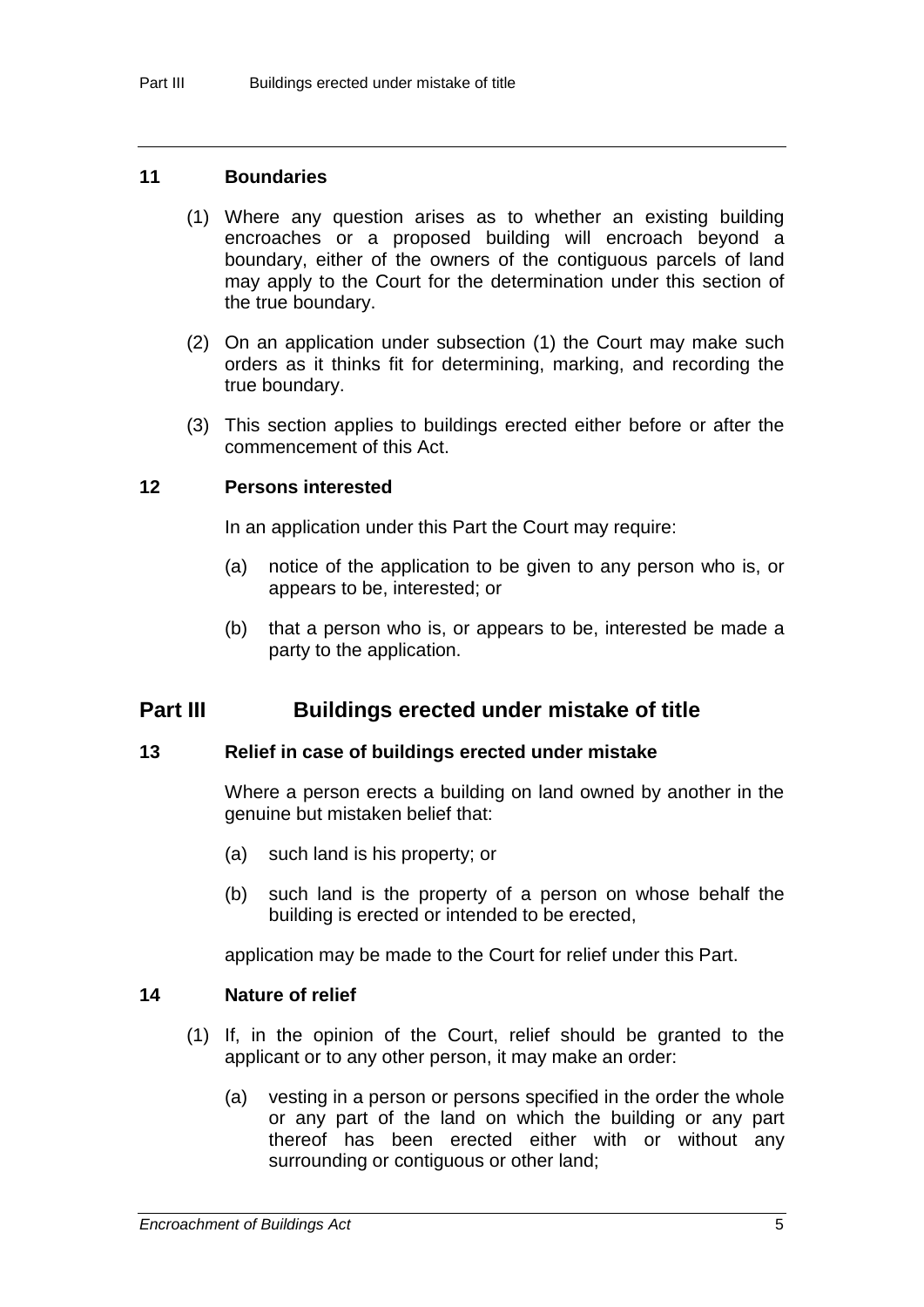### 11 Boundaries

(1) Where any question arises as to whether an existing building encroaches or a proposed building will encroach beyond a boundary, either of the owners of the contiguous parcels of land may apply to the Court for the determination under this section of the true boundary.

(2) On an application under subsection (1) the Court may make such orders as it thinks fit for determining, marking, and recording the true boundary.

(3) This section applies to buildings erected either before or after the commencement of this Act.

### 12 Persons interested

In an application under this Part the Court may require:

(a) notice of the application to be given to any person who is, or appears to be, interested; or

(b) that a person who is, or appears to be, interested be made a party to the application.

## Part III Buildings erected under mistake of title

### 13 Relief in case of buildings erected under mistake

Where a person erects a building on land owned by another in the genuine but mistaken belief that:

(a) such land is his property; or

(b) such land is the property of a person on whose behalf the building is erected or intended to be erected,

application may be made to the Court for relief under this Part.

### 14 Nature of relief

(1) If, in the opinion of the Court, relief should be granted to the applicant or to any other person, it may make an order:

(a) vesting in a person or persons specified in the order the whole or any part of the land on which the building or any part thereof has been erected either with or without any surrounding or contiguous or other land;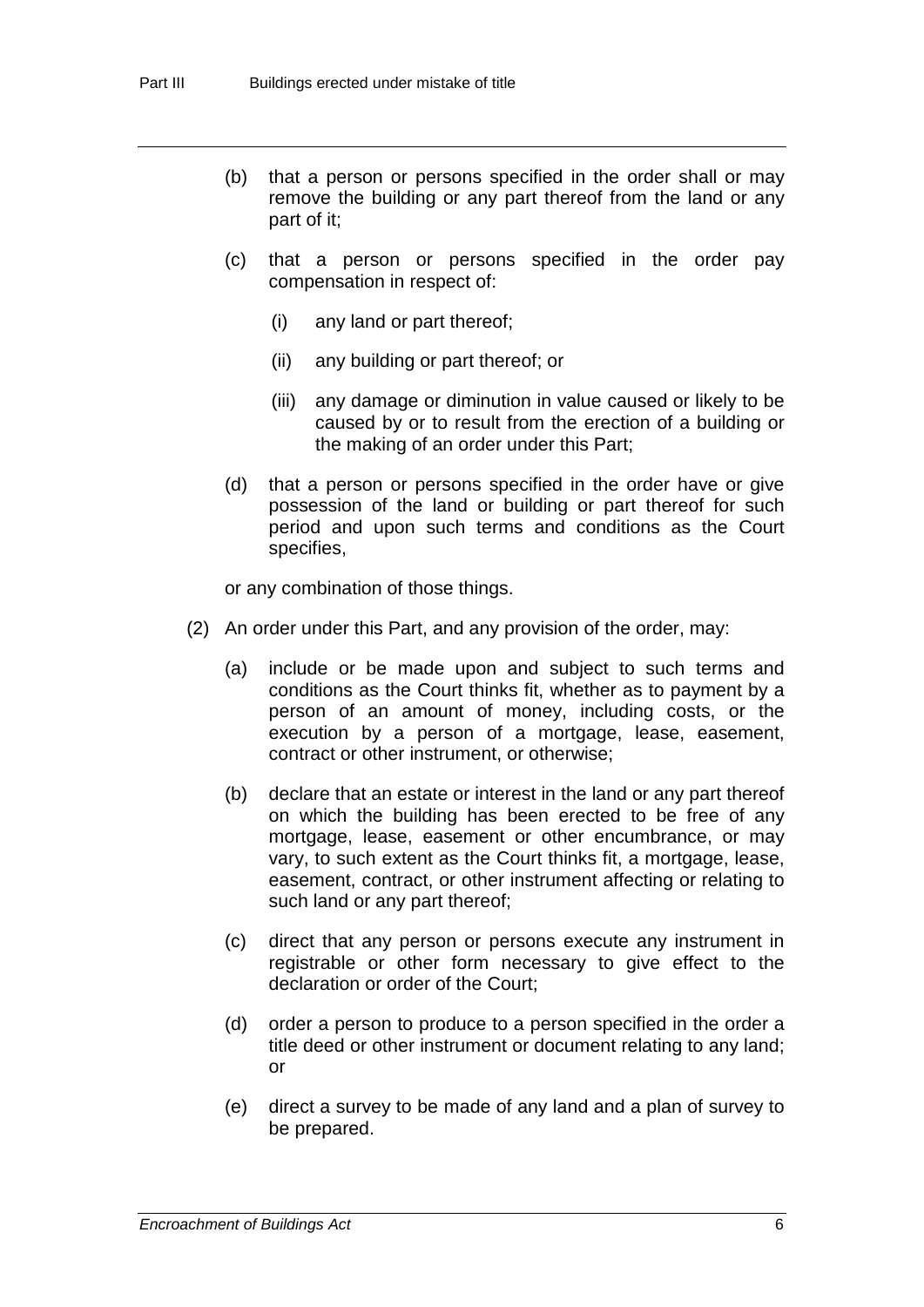(b) that a person or persons specified in the order shall or may remove the building or any part thereof from the land or any part of it;

(c) that a person or persons specified in the order pay compensation in respect of:

  (i) any land or part thereof;

  (ii) any building or part thereof; or

  (iii) any damage or diminution in value caused or likely to be caused by or to result from the erection of a building or the making of an order under this Part;

(d) that a person or persons specified in the order have or give possession of the land or building or part thereof for such period and upon such terms and conditions as the Court specifies,

or any combination of those things.

(2) An order under this Part, and any provision of the order, may:

(a) include or be made upon and subject to such terms and conditions as the Court thinks fit, whether as to payment by a person of an amount of money, including costs, or the execution by a person of a mortgage, lease, easement, contract or other instrument, or otherwise;

(b) declare that an estate or interest in the land or any part thereof on which the building has been erected to be free of any mortgage, lease, easement or other encumbrance, or may vary, to such extent as the Court thinks fit, a mortgage, lease, easement, contract, or other instrument affecting or relating to such land or any part thereof;

(c) direct that any person or persons execute any instrument in registrable or other form necessary to give effect to the declaration or order of the Court;

(d) order a person to produce to a person specified in the order a title deed or other instrument or document relating to any land; or

(e) direct a survey to be made of any land and a plan of survey to be prepared.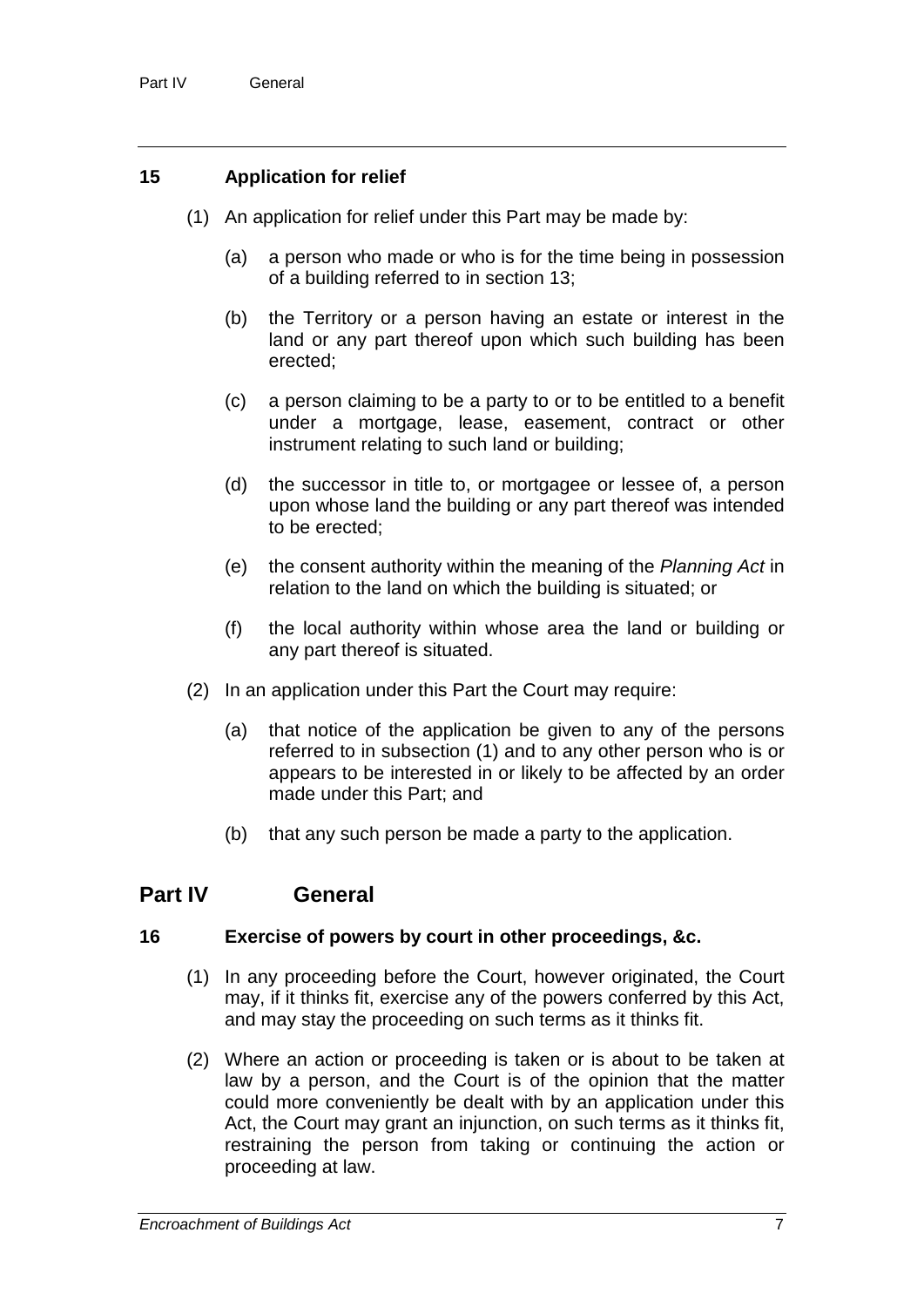### 15 Application for relief

(1) An application for relief under this Part may be made by:

(a) a person who made or who is for the time being in possession of a building referred to in section 13;

(b) the Territory or a person having an estate or interest in the land or any part thereof upon which such building has been erected;

(c) a person claiming to be a party to or to be entitled to a benefit under a mortgage, lease, easement, contract or other instrument relating to such land or building;

(d) the successor in title to, or mortgagee or lessee of, a person upon whose land the building or any part thereof was intended to be erected;

(e) the consent authority within the meaning of the *Planning Act* in relation to the land on which the building is situated; or

(f) the local authority within whose area the land or building or any part thereof is situated.

(2) In an application under this Part the Court may require:

(a) that notice of the application be given to any of the persons referred to in subsection (1) and to any other person who is or appears to be interested in or likely to be affected by an order made under this Part; and

(b) that any such person be made a party to the application.

## Part IV General

### 16 Exercise of powers by court in other proceedings, &c.

(1) In any proceeding before the Court, however originated, the Court may, if it thinks fit, exercise any of the powers conferred by this Act, and may stay the proceeding on such terms as it thinks fit.

(2) Where an action or proceeding is taken or is about to be taken at law by a person, and the Court is of the opinion that the matter could more conveniently be dealt with by an application under this Act, the Court may grant an injunction, on such terms as it thinks fit, restraining the person from taking or continuing the action or proceeding at law.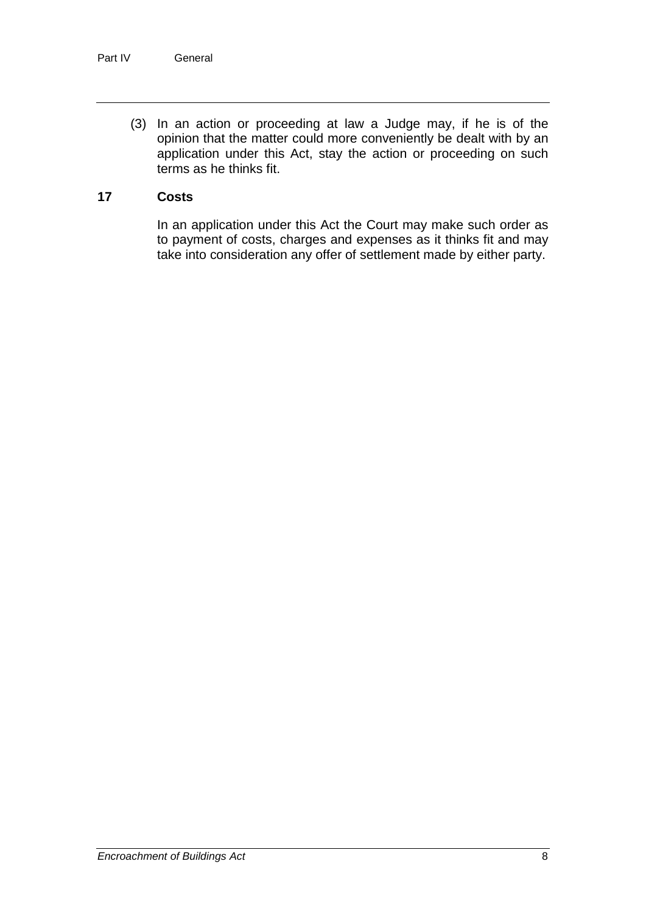(3) In an action or proceeding at law a Judge may, if he is of the opinion that the matter could more conveniently be dealt with by an application under this Act, stay the action or proceeding on such terms as he thinks fit.

### 17 Costs

In an application under this Act the Court may make such order as to payment of costs, charges and expenses as it thinks fit and may take into consideration any offer of settlement made by either party.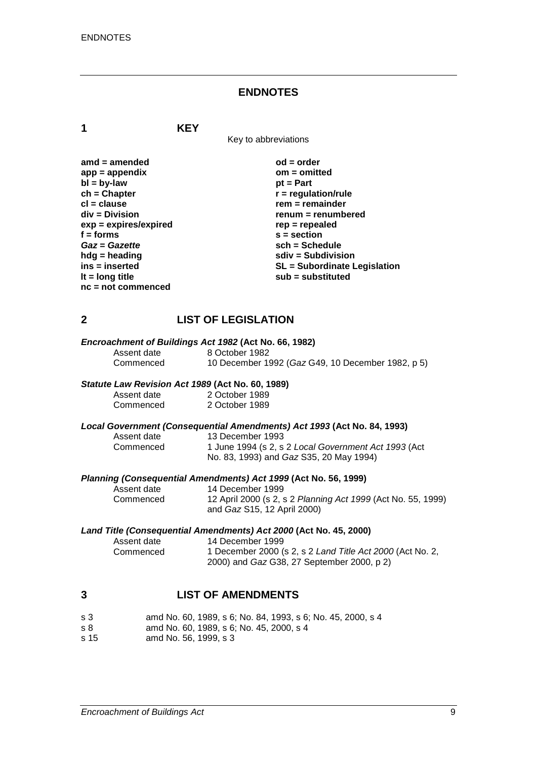# ENDNOTES

## 1 KEY

Key to abbreviations

**amd = amended**
**app = appendix**
**bl = by-law**
**ch = Chapter**
**cl = clause**
**div = Division**
**exp = expires/expired**
**f = forms**
***Gaz = Gazette***
**hdg = heading**
**ins = inserted**
**lt = long title**
**nc = not commenced**
**od = order**
**om = omitted**
**pt = Part**
**r = regulation/rule**
**rem = remainder**
**renum = renumbered**
**rep = repealed**
**s = section**
**sch = Schedule**
**sdiv = Subdivision**
**SL = Subordinate Legislation**
**sub = substituted**

## 2 LIST OF LEGISLATION

***Encroachment of Buildings Act 1982* (Act No. 66, 1982)**

| | |
|---|---|
| Assent date | 8 October 1982 |
| Commenced | 10 December 1992 (*Gaz* G49, 10 December 1982, p 5) |

***Statute Law Revision Act 1989* (Act No. 60, 1989)**

| | |
|---|---|
| Assent date | 2 October 1989 |
| Commenced | 2 October 1989 |

***Local Government (Consequential Amendments) Act 1993* (Act No. 84, 1993)**

| | |
|---|---|
| Assent date | 13 December 1993 |
| Commenced | 1 June 1994 (s 2, s 2 *Local Government Act 1993* (Act No. 83, 1993) and *Gaz* S35, 20 May 1994) |

***Planning (Consequential Amendments) Act 1999* (Act No. 56, 1999)**

| | |
|---|---|
| Assent date | 14 December 1999 |
| Commenced | 12 April 2000 (s 2, s 2 *Planning Act 1999* (Act No. 55, 1999) and *Gaz* S15, 12 April 2000) |

***Land Title (Consequential Amendments) Act 2000* (Act No. 45, 2000)**

| | |
|---|---|
| Assent date | 14 December 1999 |
| Commenced | 1 December 2000 (s 2, s 2 *Land Title Act 2000* (Act No. 2, 2000) and *Gaz* G38, 27 September 2000, p 2) |

## 3 LIST OF AMENDMENTS

| | |
|---|---|
| s 3 | amd No. 60, 1989, s 6; No. 84, 1993, s 6; No. 45, 2000, s 4 |
| s 8 | amd No. 60, 1989, s 6; No. 45, 2000, s 4 |
| s 15 | amd No. 56, 1999, s 3 |